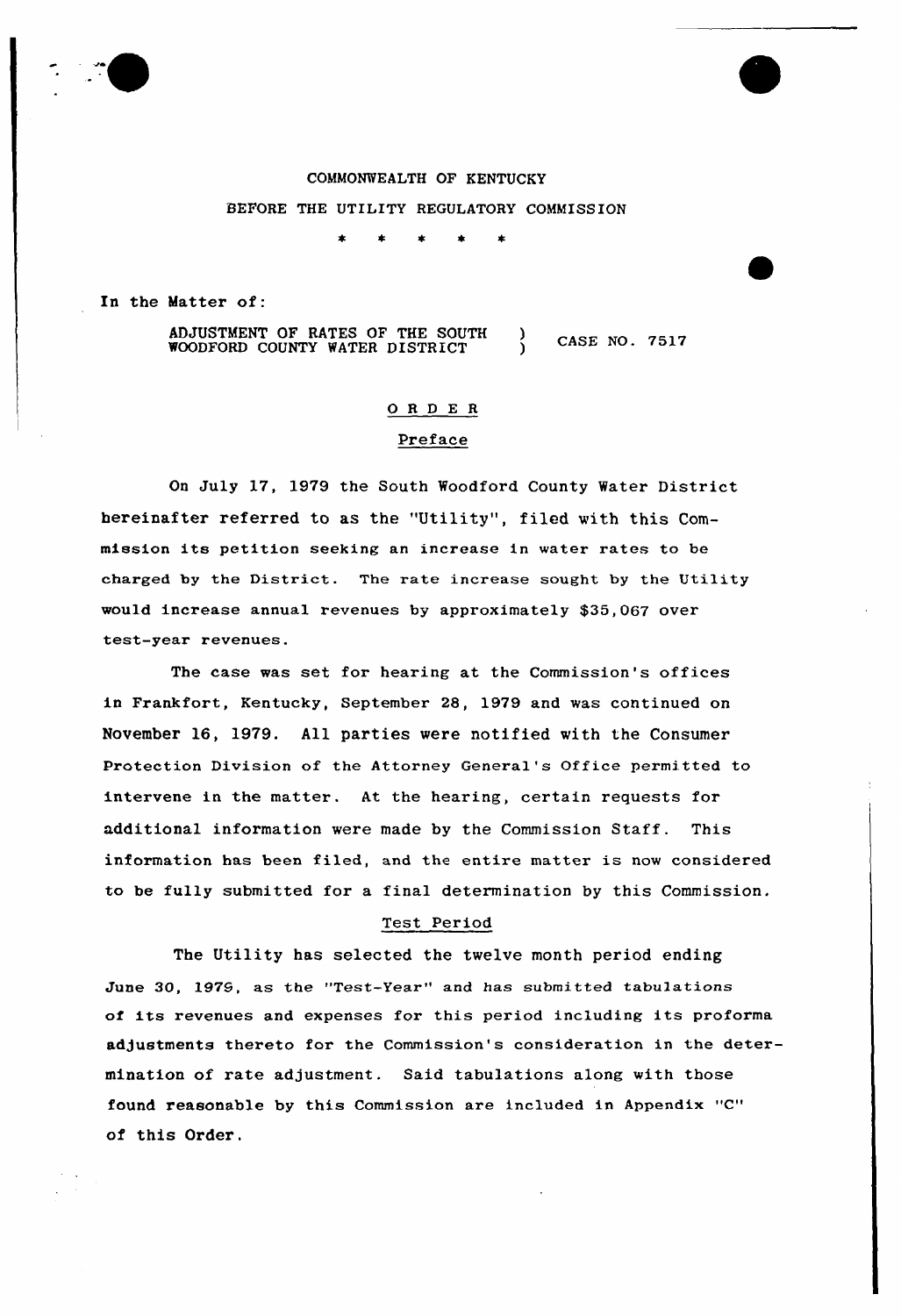COMMONWEALTH OF KENTUCKY

BEFORE THE UTILITY REGULATORY COMMISSION

\* \* \* \* \*

In the Matter of:

ADJUSTMENT OF RATES OF THE SOUTH WOODFORD COUNTY WATER DISTRICT ) CASE NO. 7517

## ORDER

### Preface

On July 17, 1979 the South Woodford County Water District hereinafter referred to as the "Utility", filed with this Commission its petition seeking an increase in water rates to be charged by the District. The rate increase sought by the Utility would increase annual revenues by approximately $35,067 over test-year revenues.

The case was set for hearing at the Commission's offices in Frankfort, Kentucky, September 28, 1979 and was continued on November 16, 1979. All parties were notified with the Consumer Protection Division of the Attorney General's Office permitted to intervene in the matter. At the hearing, certain requests for additional information were made by the Commission Staff. This information has been filed, and the entire matter is now considered to be fully submitted for a final determination by this Commission.

### Test Period

The Utility has selected the twelve month period ending June 30, 1979, as the "Test-Year" and has submitted tabulations of its revenues and expenses for this period including its proforma adjustments thereto for the Commission's consideration in the determination of rate adjustment. Said tabulations along with those found reasonable by this Commission are included in Appendix "C" of this Order.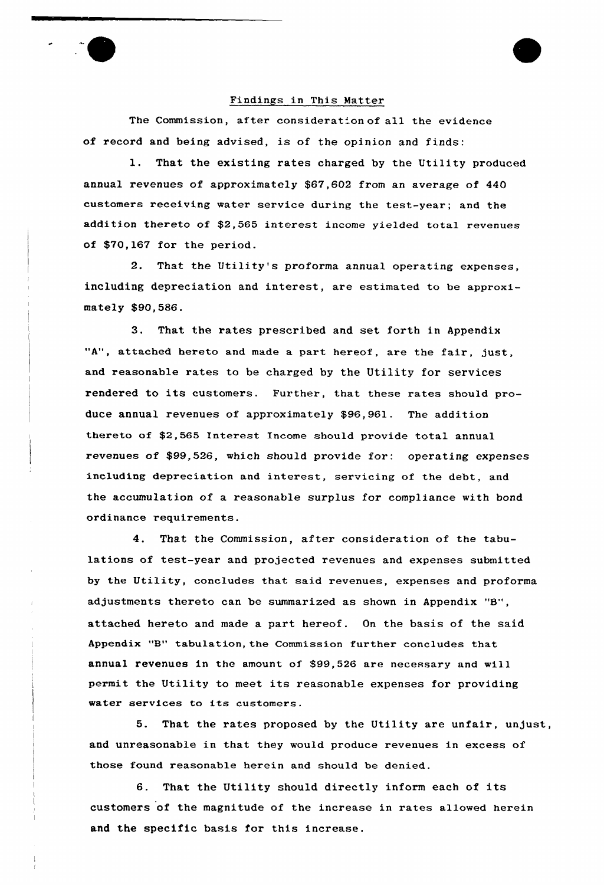## Findings in This Matter

The Commission, after consideration of all the evidence of record and being advised, is of the opinion and finds:

1. That the existing rates charged by the Utility produced annual revenues of approximately $67,602 from an average of 440 customers receiving water service during the test-year; and the addition thereto of $2,565 interest income yielded total revenues of $70,167 for the period.

2. That the Utility's proforma annual operating expenses, including depreciation and interest, are estimated to be approximately $90,586.

3. That the rates prescribed and set forth in Appendix "A", attached hereto and made a part hereof, are the fair, just, and reasonable rates to be charged by the Utility for services rendered to its customers. Further, that these rates should produce annual revenues of approximately $96,961. The addition thereto of $2,565 Interest Income should provide total annual revenues of $99,526, which should provide for: operating expenses including depreciation and interest, servicing of the debt, and the accumulation of a reasonable surplus for compliance with bond ordinance requirements.

4. That the Commission, after consideration of the tabulations of test-year and projected revenues and expenses submitted by the Utility, concludes that said revenues, expenses and proforma adjustments thereto can be summarized as shown in Appendix "B", attached hereto and made a part hereof. On the basis of the said Appendix "B" tabulation, the Commission further concludes that annual revenues in the amount of $99,526 are necessary and will permit the Utility to meet its reasonable expenses for providing water services to its customers.

5. That the rates proposed by the Utility are unfair, unjust, and unreasonable in that they would produce revenues in excess of those found reasonable herein and should be denied.

6. That the Utility should directly inform each of its customers of the magnitude of the increase in rates allowed herein and the specific basis for this increase.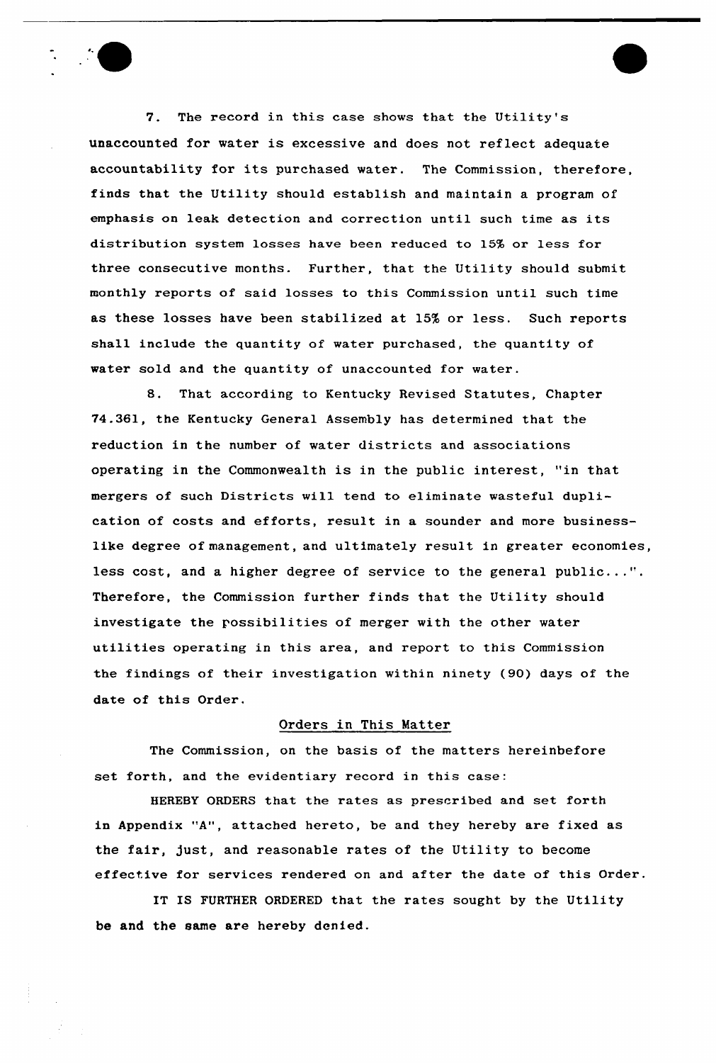7. The record in this case shows that the Utility's unaccounted for water is excessive and does not reflect adequate accountability for its purchased water. The Commission, therefore, finds that the Utility should establish and maintain a program of emphasis on leak detection and correction until such time as its distribution system losses have been reduced to 15% or less for three consecutive months. Further, that the Utility should submit monthly reports of said losses to this Commission until such time as these losses have been stabilized at 15% or less. Such reports shall include the quantity of water purchased, the quantity of water sold and the quantity of unaccounted for water.

8. That according to Kentucky Revised Statutes, Chapter 74.361, the Kentucky General Assembly has determined that the reduction in the number of water districts and associations operating in the Commonwealth is in the public interest, "in that mergers of such Districts will tend to eliminate wasteful duplication of costs and efforts, result in a sounder and more businesslike degree of management, and ultimately result in greater economies, less cost, and a higher degree of service to the general public...". Therefore, the Commission further finds that the Utility should investigate the possibilities of merger with the other water utilities operating in this area, and report to this Commission the findings of their investigation within ninety (90) days of the date of this Order.

## Orders in This Matter

The Commission, on the basis of the matters hereinbefore set forth, and the evidentiary record in this case:

HEREBY ORDERS that the rates as prescribed and set forth in Appendix "A", attached hereto, be and they hereby are fixed as the fair, just, and reasonable rates of the Utility to become effective for services rendered on and after the date of this Order.

IT IS FURTHER ORDERED that the rates sought by the Utility be and the same are hereby denied.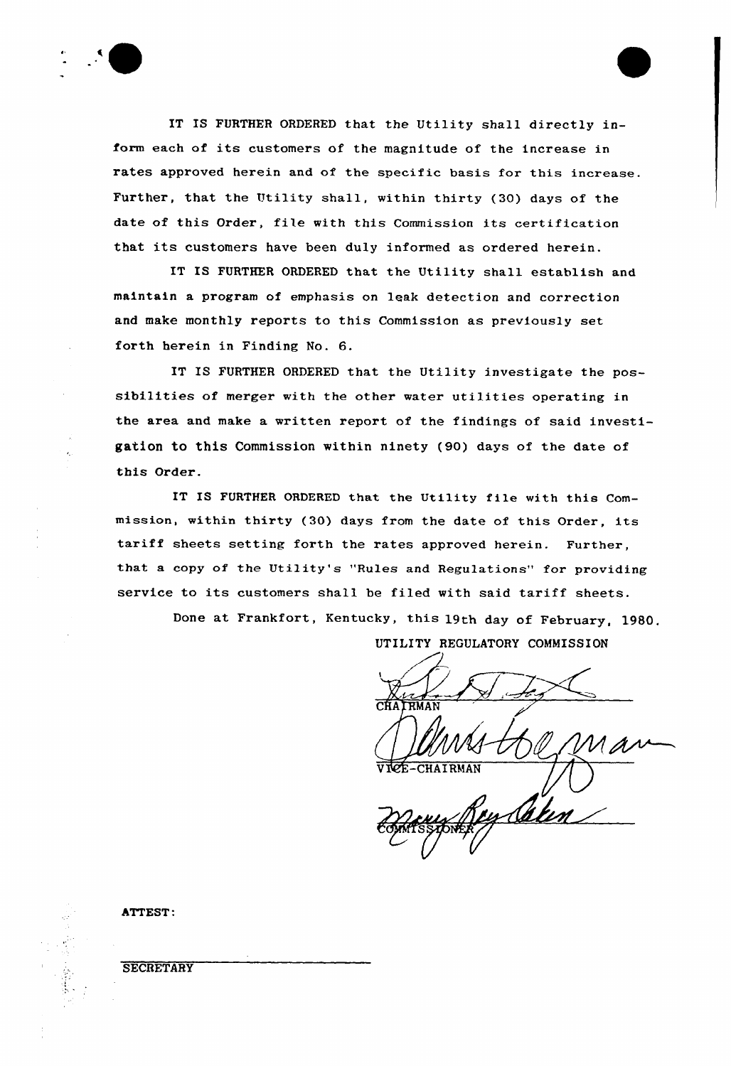IT IS FURTHER ORDERED that the Utility shall directly inform each of its customers of the magnitude of the increase in rates approved herein and of the specific basis for this increase. Further, that the Utility shall, within thirty (30) days of the date of this Order, file with this Commission its certification that its customers have been duly informed as ordered herein.

IT IS FURTHER ORDERED that the Utility shall establish and maintain a program of emphasis on leak detection and correction and make monthly reports to this Commission as previously set forth herein in Finding No. 6.

IT IS FURTHER ORDERED that the Utility investigate the possibilities of merger with the other water utilities operating in the area and make a written report of the findings of said investigation to this Commission within ninety (90) days of the date of this Order.

IT IS FURTHER ORDERED that the Utility file with this Commission, within thirty (30) days from the date of this Order, its tariff sheets setting forth the rates approved herein. Further, that a copy of the Utility's "Rules and Regulations" for providing service to its customers shall be filed with said tariff sheets.

Done at Frankfort, Kentucky, this 19th day of February, 1980.

UTILITY REGULATORY COMMISSION

CHAIRMAN

VICE-CHAIRMAN

COMMISSIONER

ATTEST:

SECRETARY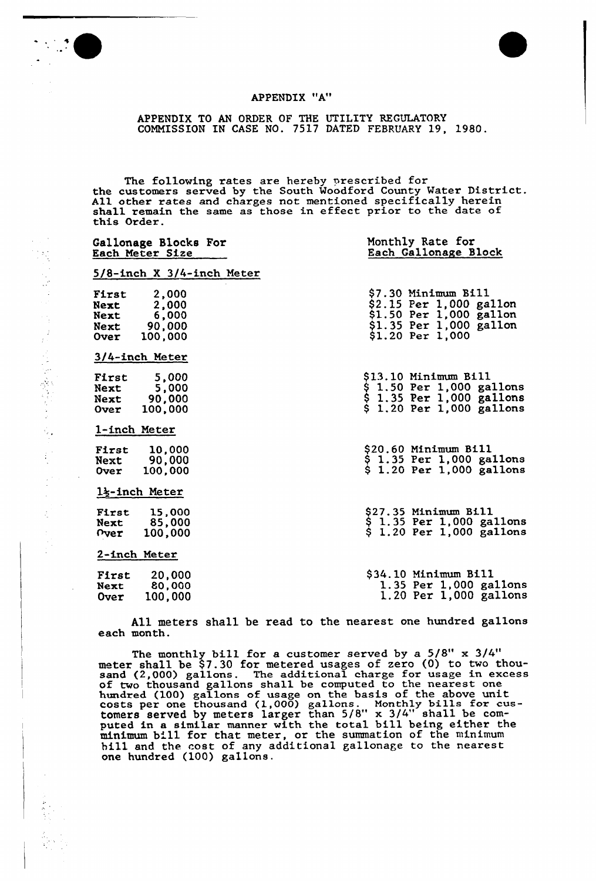# APPENDIX "A"

APPENDIX TO AN ORDER OF THE UTILITY REGULATORY COMMISSION IN CASE NO. 7517 DATED FEBRUARY 19, 1980.

The following rates are hereby prescribed for the customers served by the South Woodford County Water District. All other rates and charges not mentioned specifically herein shall remain the same as those in effect prior to the date of this Order.

| Gallonage Blocks For Each Meter Size | | Monthly Rate for Each Gallonage Block |
|---|---|---|
| **5/8-inch X 3/4-inch Meter** | | |
| First | 2,000 | $7.30 Minimum Bill |
| Next | 2,000 | $2.15 Per 1,000 gallon |
| Next | 6,000 | $1.50 Per 1,000 gallon |
| Next | 90,000 | $1.35 Per 1,000 gallon |
| Over | 100,000 | $1.20 Per 1,000 |
| **3/4-inch Meter** | | |
| First | 5,000 | $13.10 Minimum Bill |
| Next | 5,000 | $ 1.50 Per 1,000 gallons |
| Next | 90,000 | $ 1.35 Per 1,000 gallons |
| Over | 100,000 | $ 1.20 Per 1,000 gallons |
| **1-inch Meter** | | |
| First | 10,000 | $20.60 Minimum Bill |
| Next | 90,000 | $ 1.35 Per 1,000 gallons |
| Over | 100,000 | $ 1.20 Per 1,000 gallons |
| **1½-inch Meter** | | |
| First | 15,000 | $27.35 Minimum Bill |
| Next | 85,000 | $ 1.35 Per 1,000 gallons |
| Over | 100,000 | $ 1.20 Per 1,000 gallons |
| **2-inch Meter** | | |
| First | 20,000 | $34.10 Minimum Bill |
| Next | 80,000 | 1.35 Per 1,000 gallons |
| Over | 100,000 | 1.20 Per 1,000 gallons |

All meters shall be read to the nearest one hundred gallons each month.

The monthly bill for a customer served by a 5/8" x 3/4" meter shall be $7.30 for metered usages of zero (0) to two thousand (2,000) gallons. The additional charge for usage in excess of two thousand gallons shall be computed to the nearest one hundred (100) gallons of usage on the basis of the above unit costs per one thousand (1,000) gallons. Monthly bills for customers served by meters larger than 5/8" x 3/4" shall be computed in a similar manner with the total bill being either the minimum bill for that meter, or the summation of the minimum bill and the cost of any additional gallonage to the nearest one hundred (100) gallons.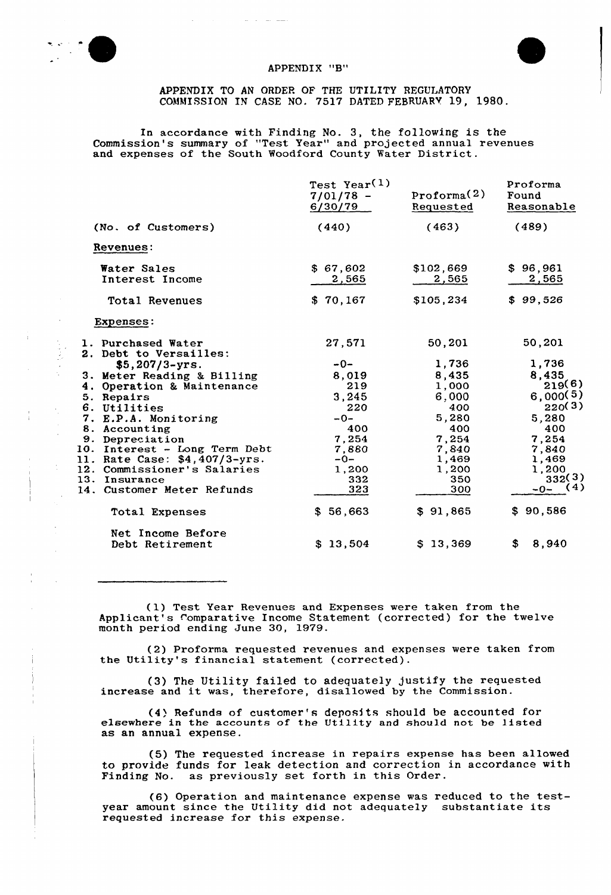APPENDIX "B"

APPENDIX TO AN ORDER OF THE UTILITY REGULATORY COMMISSION IN CASE NO. 7517 DATED FEBRUARY 19, 1980.

In accordance with Finding No. 3, the following is the Commission's summary of "Test Year" and projected annual revenues and expenses of the South Woodford County Water District.

| | Test Year(1) 7/01/78 - 6/30/79 | Proforma(2) Requested | Proforma Found Reasonable |
|---|---|---|---|
| (No. of Customers) | (440) | (463) | (489) |
| **Revenues:** | | | |
| Water Sales | $ 67,602 | $102,669 | $ 96,961 |
| Interest Income | 2,565 | 2,565 | 2,565 |
| Total Revenues | $ 70,167 | $105,234 | $ 99,526 |
| **Expenses:** | | | |
| 1. Purchased Water | 27,571 | 50,201 | 50,201 |
| 2. Debt to Versailles: $5,207/3-yrs. | -0- | 1,736 | 1,736 |
| 3. Meter Reading & Billing | 8,019 | 8,435 | 8,435 |
| 4. Operation & Maintenance | 219 | 1,000 | 219(6) |
| 5. Repairs | 3,245 | 6,000 | 6,000(5) |
| 6. Utilities | 220 | 400 | 220(3) |
| 7. E.P.A. Monitoring | -0- | 5,280 | 5,280 |
| 8. Accounting | 400 | 400 | 400 |
| 9. Depreciation | 7,254 | 7,254 | 7,254 |
| 10. Interest - Long Term Debt | 7,880 | 7,840 | 7,840 |
| 11. Rate Case: $4,407/3-yrs. | -0- | 1,469 | 1,469 |
| 12. Commissioner's Salaries | 1,200 | 1,200 | 1,200 |
| 13. Insurance | 332 | 350 | 332(3) |
| 14. Customer Meter Refunds | 323 | 300 | -0- (4) |
| Total Expenses | $ 56,663 | $ 91,865 | $ 90,586 |
| Net Income Before Debt Retirement | $ 13,504 | $ 13,369 | $ 8,940 |

---

(1) Test Year Revenues and Expenses were taken from the Applicant's Comparative Income Statement (corrected) for the twelve month period ending June 30, 1979.

(2) Proforma requested revenues and expenses were taken from the Utility's financial statement (corrected).

(3) The Utility failed to adequately justify the requested increase and it was, therefore, disallowed by the Commission.

(4) Refunds of customer's deposits should be accounted for elsewhere in the accounts of the Utility and should not be listed as an annual expense.

(5) The requested increase in repairs expense has been allowed to provide funds for leak detection and correction in accordance with Finding No. as previously set forth in this Order.

(6) Operation and maintenance expense was reduced to the test-year amount since the Utility did not adequately substantiate its requested increase for this expense.